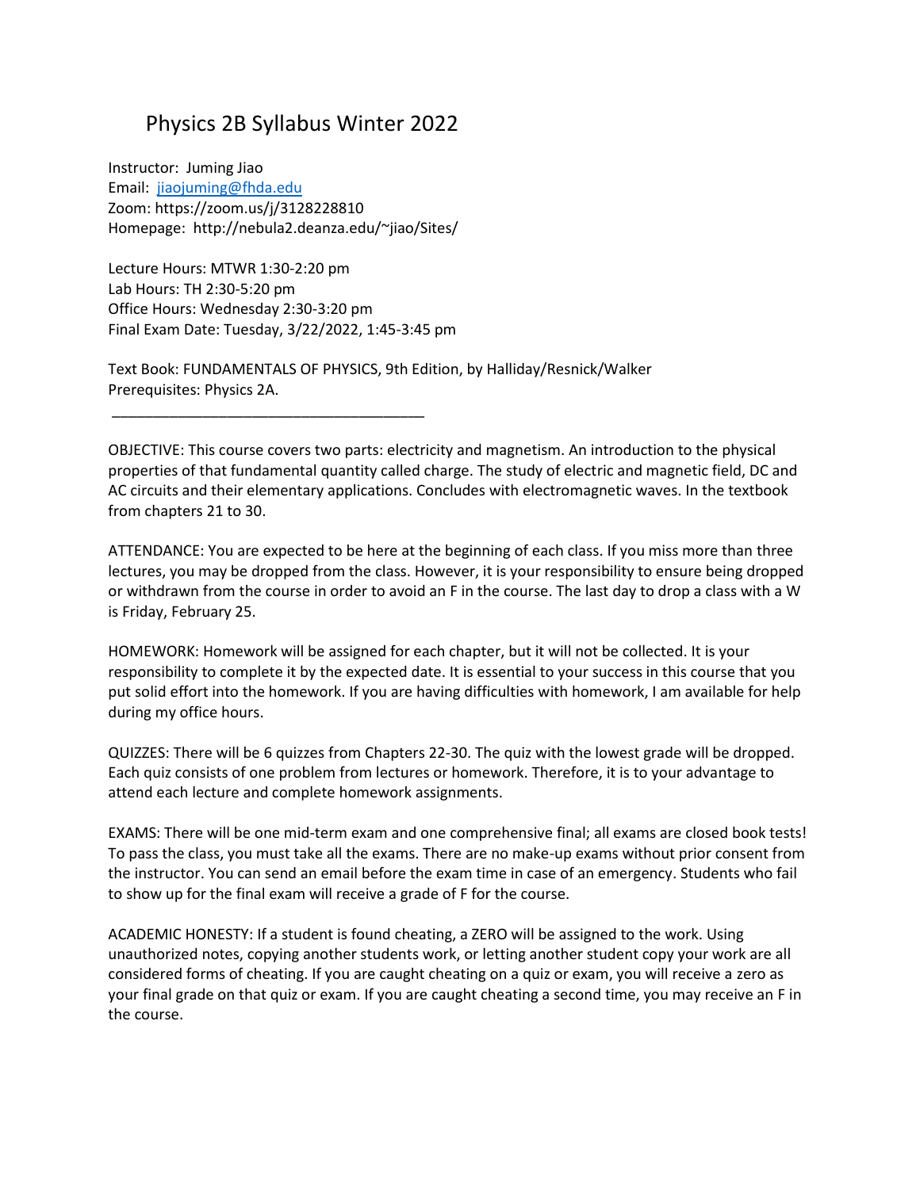# Physics 2B Syllabus Winter 2022

Instructor: Juming Jiao
Email: jiaojuming@fhda.edu
Zoom: https://zoom.us/j/3128228810
Homepage: http://nebula2.deanza.edu/~jiao/Sites/

Lecture Hours: MTWR 1:30-2:20 pm
Lab Hours: TH 2:30-5:20 pm
Office Hours: Wednesday 2:30-3:20 pm
Final Exam Date: Tuesday, 3/22/2022, 1:45-3:45 pm

Text Book: FUNDAMENTALS OF PHYSICS, 9th Edition, by Halliday/Resnick/Walker
Prerequisites: Physics 2A.

---

OBJECTIVE: This course covers two parts: electricity and magnetism. An introduction to the physical properties of that fundamental quantity called charge. The study of electric and magnetic field, DC and AC circuits and their elementary applications. Concludes with electromagnetic waves. In the textbook from chapters 21 to 30.

ATTENDANCE: You are expected to be here at the beginning of each class. If you miss more than three lectures, you may be dropped from the class. However, it is your responsibility to ensure being dropped or withdrawn from the course in order to avoid an F in the course. The last day to drop a class with a W is Friday, February 25.

HOMEWORK: Homework will be assigned for each chapter, but it will not be collected. It is your responsibility to complete it by the expected date. It is essential to your success in this course that you put solid effort into the homework. If you are having difficulties with homework, I am available for help during my office hours.

QUIZZES: There will be 6 quizzes from Chapters 22-30. The quiz with the lowest grade will be dropped. Each quiz consists of one problem from lectures or homework. Therefore, it is to your advantage to attend each lecture and complete homework assignments.

EXAMS: There will be one mid-term exam and one comprehensive final; all exams are closed book tests! To pass the class, you must take all the exams. There are no make-up exams without prior consent from the instructor. You can send an email before the exam time in case of an emergency. Students who fail to show up for the final exam will receive a grade of F for the course.

ACADEMIC HONESTY: If a student is found cheating, a ZERO will be assigned to the work. Using unauthorized notes, copying another students work, or letting another student copy your work are all considered forms of cheating. If you are caught cheating on a quiz or exam, you will receive a zero as your final grade on that quiz or exam. If you are caught cheating a second time, you may receive an F in the course.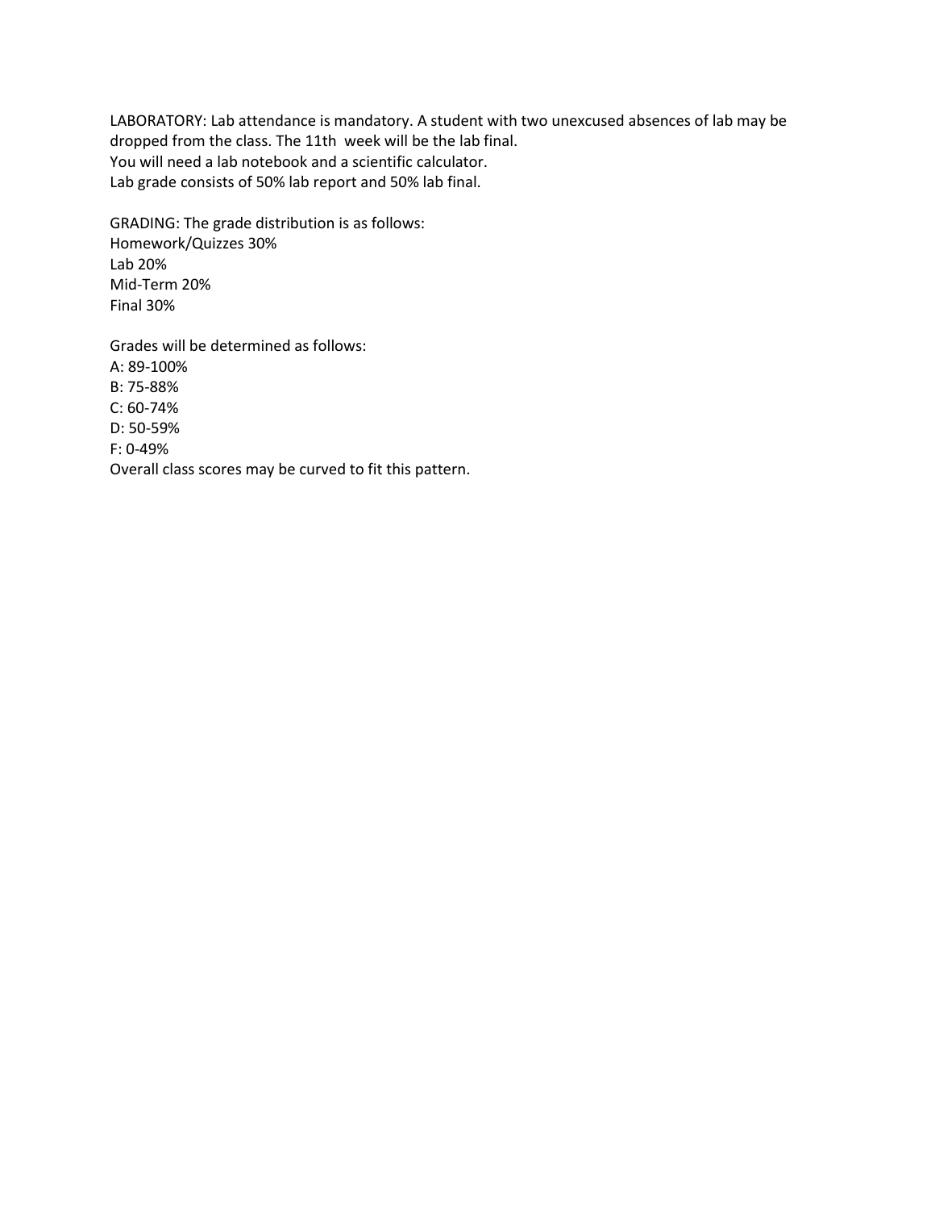LABORATORY: Lab attendance is mandatory. A student with two unexcused absences of lab may be dropped from the class. The 11th week will be the lab final.
You will need a lab notebook and a scientific calculator.
Lab grade consists of 50% lab report and 50% lab final.

GRADING: The grade distribution is as follows:
Homework/Quizzes 30%
Lab 20%
Mid-Term 20%
Final 30%

Grades will be determined as follows:
A: 89-100%
B: 75-88%
C: 60-74%
D: 50-59%
F: 0-49%
Overall class scores may be curved to fit this pattern.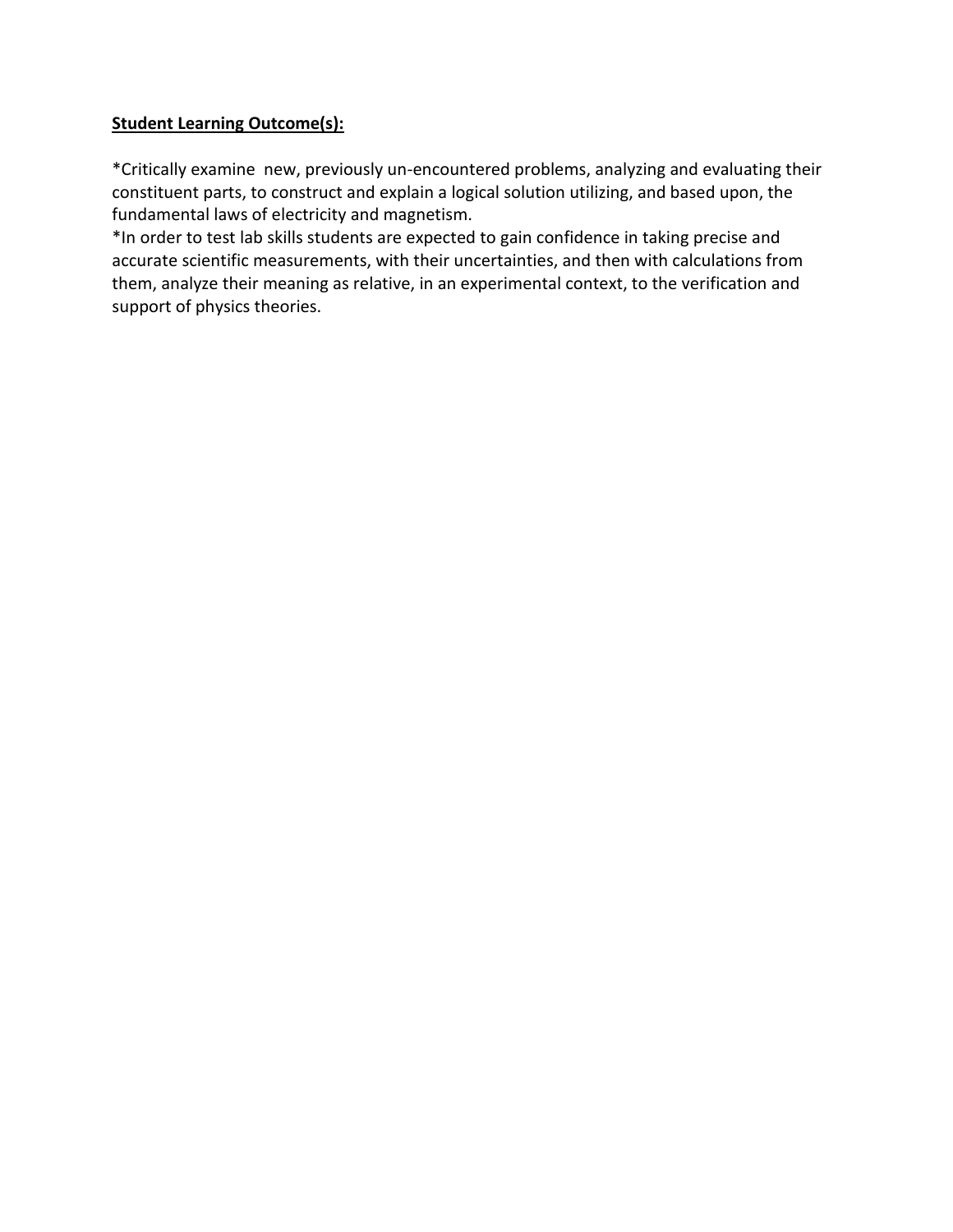**Student Learning Outcome(s):**

*Critically examine new, previously un-encountered problems, analyzing and evaluating their constituent parts, to construct and explain a logical solution utilizing, and based upon, the fundamental laws of electricity and magnetism.

*In order to test lab skills students are expected to gain confidence in taking precise and accurate scientific measurements, with their uncertainties, and then with calculations from them, analyze their meaning as relative, in an experimental context, to the verification and support of physics theories.